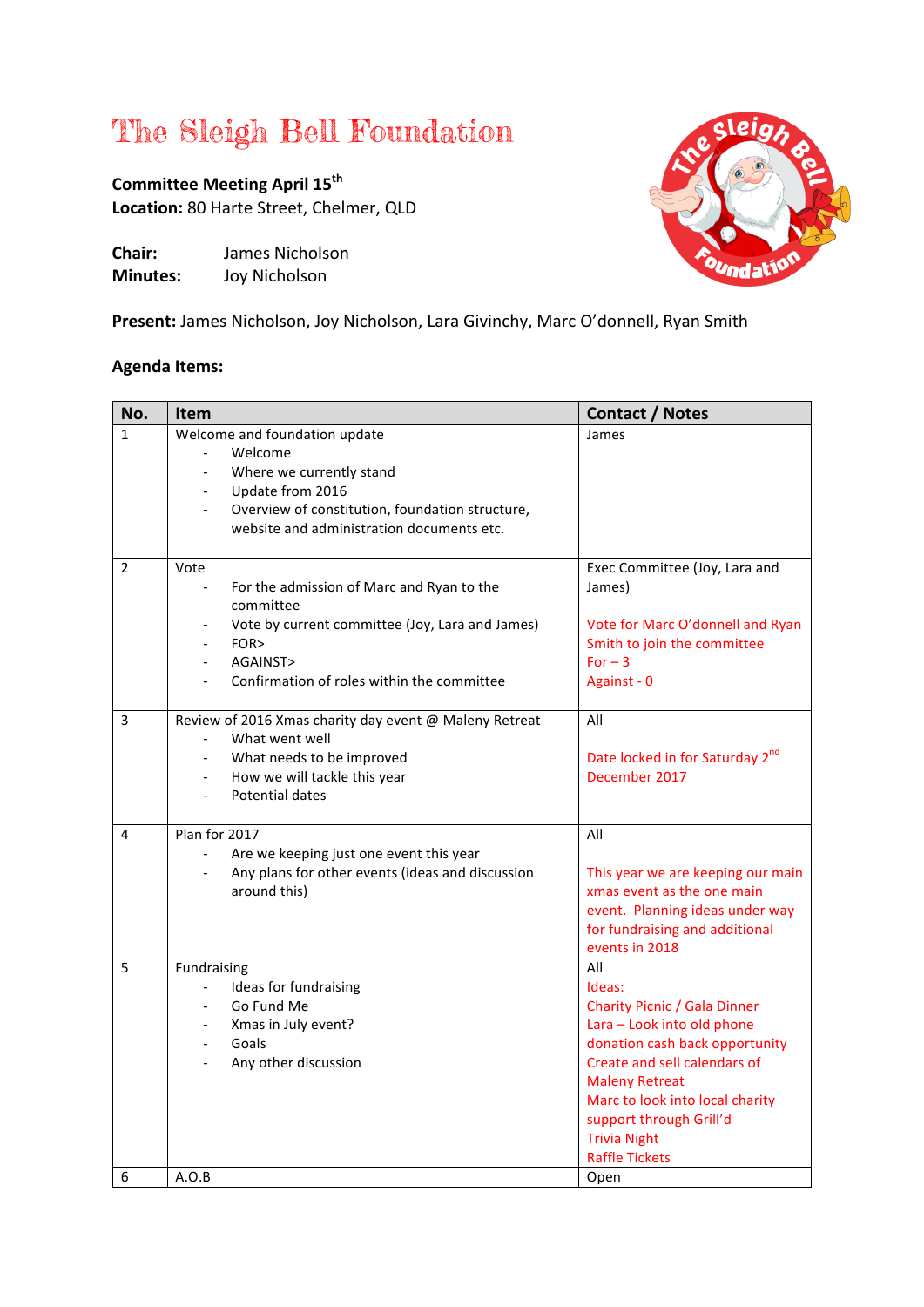# The Sleigh Bell Foundation

**Committee Meeting April 15th**
**Location:** 80 Harte Street, Chelmer, QLD

**Chair:** James Nicholson
**Minutes:** Joy Nicholson

**Present:** James Nicholson, Joy Nicholson, Lara Givinchy, Marc O'donnell, Ryan Smith

**Agenda Items:**

| No. | Item | Contact / Notes |
|---|---|---|
| 1 | Welcome and foundation update<br>- Welcome<br>- Where we currently stand<br>- Update from 2016<br>- Overview of constitution, foundation structure, website and administration documents etc. | James |
| 2 | Vote<br>- For the admission of Marc and Ryan to the committee<br>- Vote by current committee (Joy, Lara and James)<br>- FOR><br>- AGAINST><br>- Confirmation of roles within the committee | Exec Committee (Joy, Lara and James)<br><br>Vote for Marc O'donnell and Ryan Smith to join the committee<br>For – 3<br>Against - 0 |
| 3 | Review of 2016 Xmas charity day event @ Maleny Retreat<br>- What went well<br>- What needs to be improved<br>- How we will tackle this year<br>- Potential dates | All<br><br>Date locked in for Saturday 2nd December 2017 |
| 4 | Plan for 2017<br>- Are we keeping just one event this year<br>- Any plans for other events (ideas and discussion around this) | All<br><br>This year we are keeping our main xmas event as the one main event. Planning ideas under way for fundraising and additional events in 2018 |
| 5 | Fundraising<br>- Ideas for fundraising<br>- Go Fund Me<br>- Xmas in July event?<br>- Goals<br>- Any other discussion | All<br>Ideas:<br>Charity Picnic / Gala Dinner<br>Lara – Look into old phone donation cash back opportunity<br>Create and sell calendars of Maleny Retreat<br>Marc to look into local charity support through Grill'd<br>Trivia Night<br>Raffle Tickets |
| 6 | A.O.B | Open |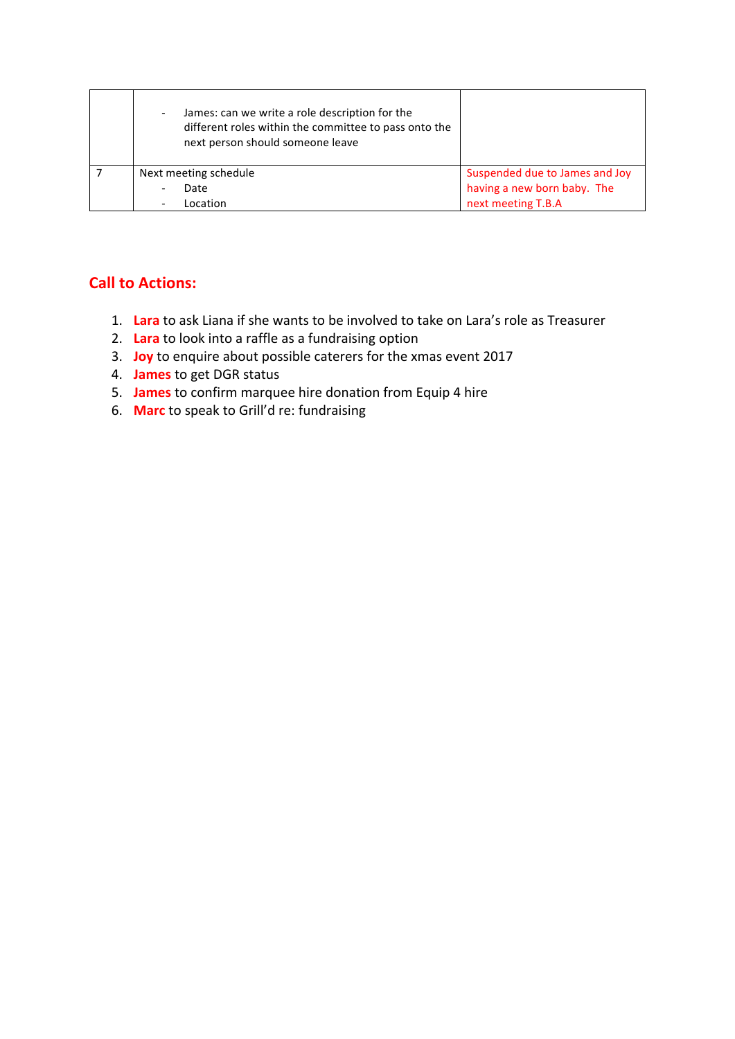| | | |
|---|---|---|
| | - James: can we write a role description for the different roles within the committee to pass onto the next person should someone leave | |
| 7 | Next meeting schedule<br>- Date<br>- Location | Suspended due to James and Joy having a new born baby. The next meeting T.B.A |

## Call to Actions:

1. **Lara** to ask Liana if she wants to be involved to take on Lara's role as Treasurer
2. **Lara** to look into a raffle as a fundraising option
3. **Joy** to enquire about possible caterers for the xmas event 2017
4. **James** to get DGR status
5. **James** to confirm marquee hire donation from Equip 4 hire
6. **Marc** to speak to Grill'd re: fundraising